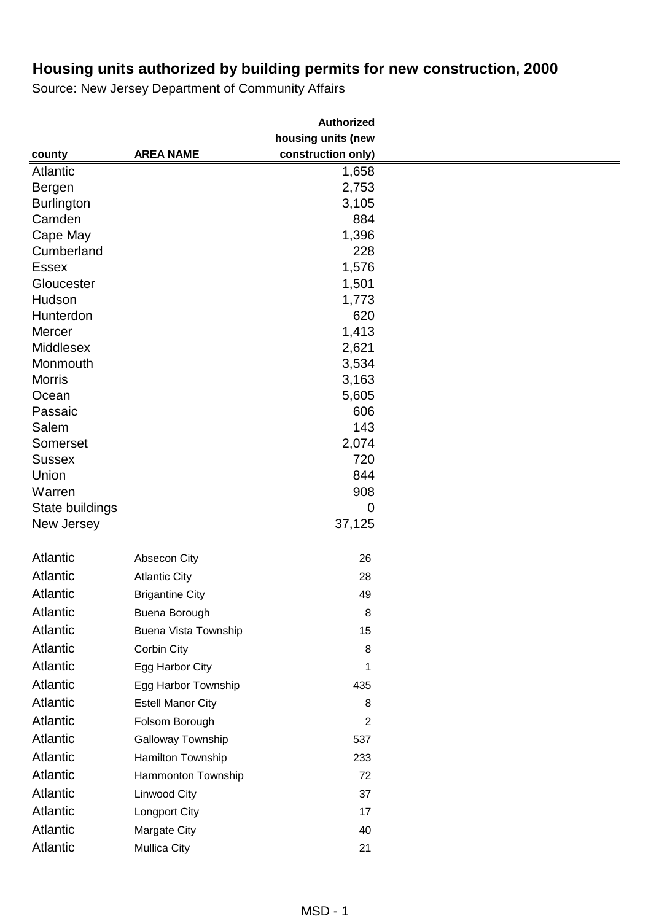# Housing units authorized by building permits for new construction, 2000

Source: New Jersey Department of Community Affairs

| county | AREA NAME | Authorized housing units (new construction only) |
|---|---|---|
| Atlantic | | 1,658 |
| Bergen | | 2,753 |
| Burlington | | 3,105 |
| Camden | | 884 |
| Cape May | | 1,396 |
| Cumberland | | 228 |
| Essex | | 1,576 |
| Gloucester | | 1,501 |
| Hudson | | 1,773 |
| Hunterdon | | 620 |
| Mercer | | 1,413 |
| Middlesex | | 2,621 |
| Monmouth | | 3,534 |
| Morris | | 3,163 |
| Ocean | | 5,605 |
| Passaic | | 606 |
| Salem | | 143 |
| Somerset | | 2,074 |
| Sussex | | 720 |
| Union | | 844 |
| Warren | | 908 |
| State buildings | | 0 |
| New Jersey | | 37,125 |
| | | |
| Atlantic | Absecon City | 26 |
| Atlantic | Atlantic City | 28 |
| Atlantic | Brigantine City | 49 |
| Atlantic | Buena Borough | 8 |
| Atlantic | Buena Vista Township | 15 |
| Atlantic | Corbin City | 8 |
| Atlantic | Egg Harbor City | 1 |
| Atlantic | Egg Harbor Township | 435 |
| Atlantic | Estell Manor City | 8 |
| Atlantic | Folsom Borough | 2 |
| Atlantic | Galloway Township | 537 |
| Atlantic | Hamilton Township | 233 |
| Atlantic | Hammonton Township | 72 |
| Atlantic | Linwood City | 37 |
| Atlantic | Longport City | 17 |
| Atlantic | Margate City | 40 |
| Atlantic | Mullica City | 21 |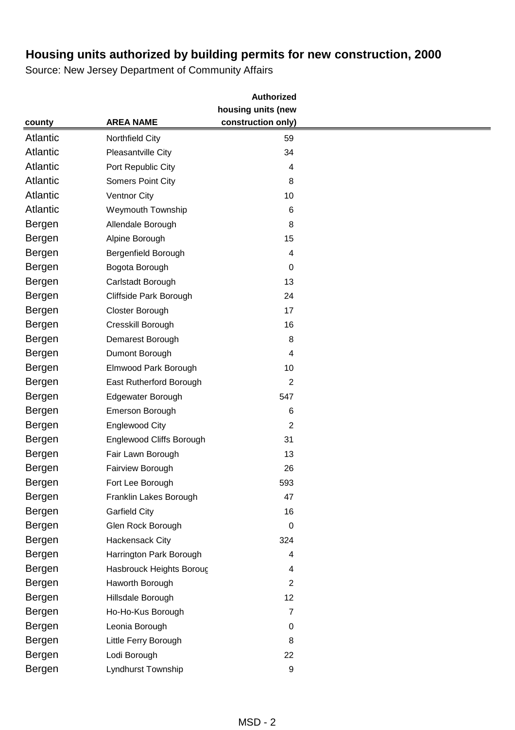# Housing units authorized by building permits for new construction, 2000

Source: New Jersey Department of Community Affairs

| county | AREA NAME | Authorized housing units (new construction only) |
|---|---|---|
| Atlantic | Northfield City | 59 |
| Atlantic | Pleasantville City | 34 |
| Atlantic | Port Republic City | 4 |
| Atlantic | Somers Point City | 8 |
| Atlantic | Ventnor City | 10 |
| Atlantic | Weymouth Township | 6 |
| Bergen | Allendale Borough | 8 |
| Bergen | Alpine Borough | 15 |
| Bergen | Bergenfield Borough | 4 |
| Bergen | Bogota Borough | 0 |
| Bergen | Carlstadt Borough | 13 |
| Bergen | Cliffside Park Borough | 24 |
| Bergen | Closter Borough | 17 |
| Bergen | Cresskill Borough | 16 |
| Bergen | Demarest Borough | 8 |
| Bergen | Dumont Borough | 4 |
| Bergen | Elmwood Park Borough | 10 |
| Bergen | East Rutherford Borough | 2 |
| Bergen | Edgewater Borough | 547 |
| Bergen | Emerson Borough | 6 |
| Bergen | Englewood City | 2 |
| Bergen | Englewood Cliffs Borough | 31 |
| Bergen | Fair Lawn Borough | 13 |
| Bergen | Fairview Borough | 26 |
| Bergen | Fort Lee Borough | 593 |
| Bergen | Franklin Lakes Borough | 47 |
| Bergen | Garfield City | 16 |
| Bergen | Glen Rock Borough | 0 |
| Bergen | Hackensack City | 324 |
| Bergen | Harrington Park Borough | 4 |
| Bergen | Hasbrouck Heights Boroug | 4 |
| Bergen | Haworth Borough | 2 |
| Bergen | Hillsdale Borough | 12 |
| Bergen | Ho-Ho-Kus Borough | 7 |
| Bergen | Leonia Borough | 0 |
| Bergen | Little Ferry Borough | 8 |
| Bergen | Lodi Borough | 22 |
| Bergen | Lyndhurst Township | 9 |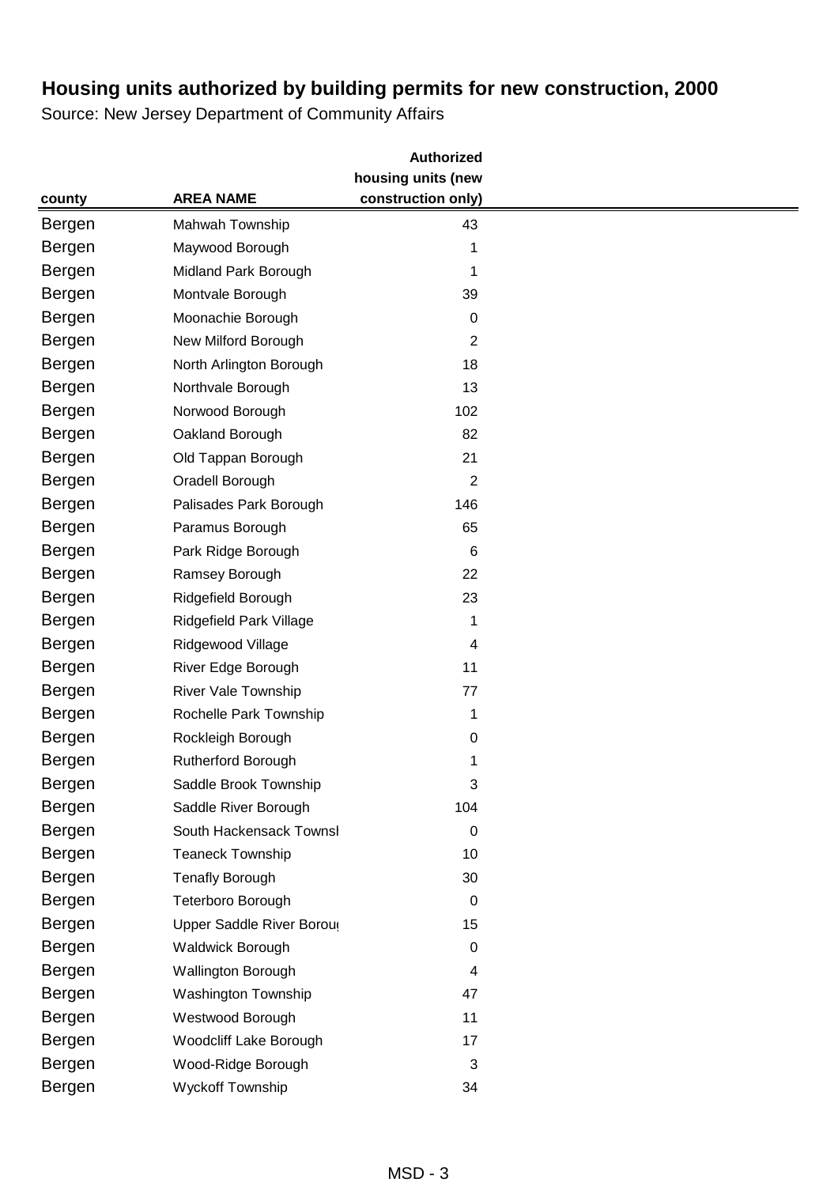# Housing units authorized by building permits for new construction, 2000

Source: New Jersey Department of Community Affairs

| county | AREA NAME | Authorized housing units (new construction only) |
|---|---|---|
| Bergen | Mahwah Township | 43 |
| Bergen | Maywood Borough | 1 |
| Bergen | Midland Park Borough | 1 |
| Bergen | Montvale Borough | 39 |
| Bergen | Moonachie Borough | 0 |
| Bergen | New Milford Borough | 2 |
| Bergen | North Arlington Borough | 18 |
| Bergen | Northvale Borough | 13 |
| Bergen | Norwood Borough | 102 |
| Bergen | Oakland Borough | 82 |
| Bergen | Old Tappan Borough | 21 |
| Bergen | Oradell Borough | 2 |
| Bergen | Palisades Park Borough | 146 |
| Bergen | Paramus Borough | 65 |
| Bergen | Park Ridge Borough | 6 |
| Bergen | Ramsey Borough | 22 |
| Bergen | Ridgefield Borough | 23 |
| Bergen | Ridgefield Park Village | 1 |
| Bergen | Ridgewood Village | 4 |
| Bergen | River Edge Borough | 11 |
| Bergen | River Vale Township | 77 |
| Bergen | Rochelle Park Township | 1 |
| Bergen | Rockleigh Borough | 0 |
| Bergen | Rutherford Borough | 1 |
| Bergen | Saddle Brook Township | 3 |
| Bergen | Saddle River Borough | 104 |
| Bergen | South Hackensack Townsl | 0 |
| Bergen | Teaneck Township | 10 |
| Bergen | Tenafly Borough | 30 |
| Bergen | Teterboro Borough | 0 |
| Bergen | Upper Saddle River Boroug | 15 |
| Bergen | Waldwick Borough | 0 |
| Bergen | Wallington Borough | 4 |
| Bergen | Washington Township | 47 |
| Bergen | Westwood Borough | 11 |
| Bergen | Woodcliff Lake Borough | 17 |
| Bergen | Wood-Ridge Borough | 3 |
| Bergen | Wyckoff Township | 34 |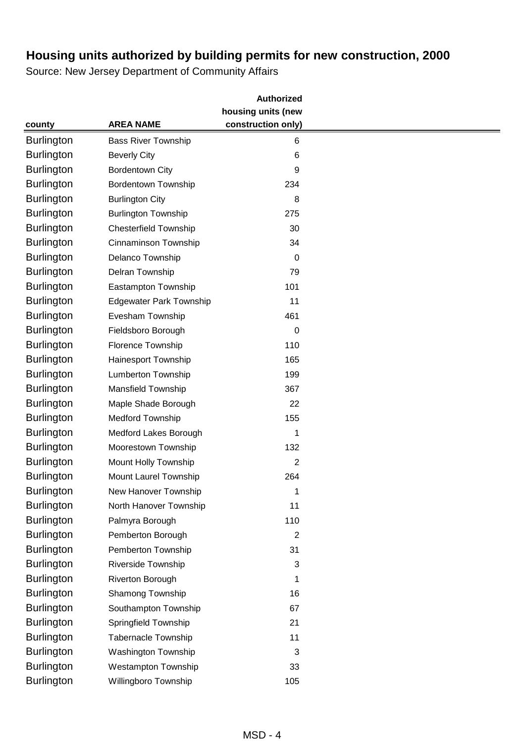# Housing units authorized by building permits for new construction, 2000

Source: New Jersey Department of Community Affairs

| county | AREA NAME | Authorized housing units (new construction only) |
|---|---|---|
| Burlington | Bass River Township | 6 |
| Burlington | Beverly City | 6 |
| Burlington | Bordentown City | 9 |
| Burlington | Bordentown Township | 234 |
| Burlington | Burlington City | 8 |
| Burlington | Burlington Township | 275 |
| Burlington | Chesterfield Township | 30 |
| Burlington | Cinnaminson Township | 34 |
| Burlington | Delanco Township | 0 |
| Burlington | Delran Township | 79 |
| Burlington | Eastampton Township | 101 |
| Burlington | Edgewater Park Township | 11 |
| Burlington | Evesham Township | 461 |
| Burlington | Fieldsboro Borough | 0 |
| Burlington | Florence Township | 110 |
| Burlington | Hainesport Township | 165 |
| Burlington | Lumberton Township | 199 |
| Burlington | Mansfield Township | 367 |
| Burlington | Maple Shade Borough | 22 |
| Burlington | Medford Township | 155 |
| Burlington | Medford Lakes Borough | 1 |
| Burlington | Moorestown Township | 132 |
| Burlington | Mount Holly Township | 2 |
| Burlington | Mount Laurel Township | 264 |
| Burlington | New Hanover Township | 1 |
| Burlington | North Hanover Township | 11 |
| Burlington | Palmyra Borough | 110 |
| Burlington | Pemberton Borough | 2 |
| Burlington | Pemberton Township | 31 |
| Burlington | Riverside Township | 3 |
| Burlington | Riverton Borough | 1 |
| Burlington | Shamong Township | 16 |
| Burlington | Southampton Township | 67 |
| Burlington | Springfield Township | 21 |
| Burlington | Tabernacle Township | 11 |
| Burlington | Washington Township | 3 |
| Burlington | Westampton Township | 33 |
| Burlington | Willingboro Township | 105 |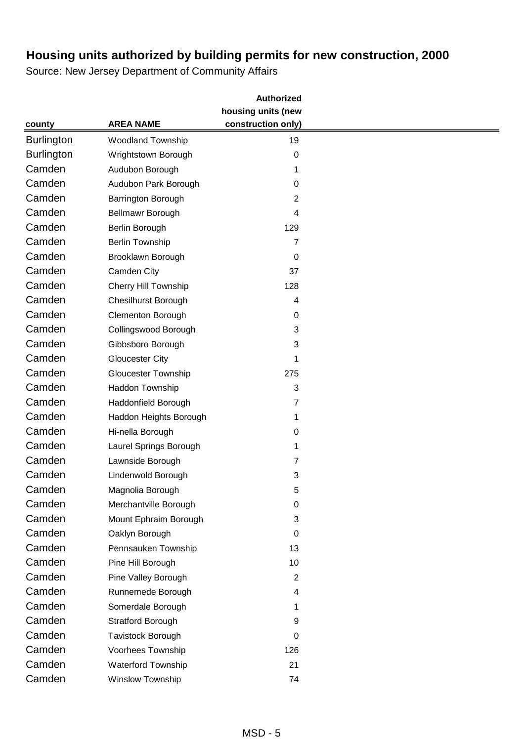## Housing units authorized by building permits for new construction, 2000

Source: New Jersey Department of Community Affairs

| county | AREA NAME | Authorized housing units (new construction only) |
|---|---|---|
| Burlington | Woodland Township | 19 |
| Burlington | Wrightstown Borough | 0 |
| Camden | Audubon Borough | 1 |
| Camden | Audubon Park Borough | 0 |
| Camden | Barrington Borough | 2 |
| Camden | Bellmawr Borough | 4 |
| Camden | Berlin Borough | 129 |
| Camden | Berlin Township | 7 |
| Camden | Brooklawn Borough | 0 |
| Camden | Camden City | 37 |
| Camden | Cherry Hill Township | 128 |
| Camden | Chesilhurst Borough | 4 |
| Camden | Clementon Borough | 0 |
| Camden | Collingswood Borough | 3 |
| Camden | Gibbsboro Borough | 3 |
| Camden | Gloucester City | 1 |
| Camden | Gloucester Township | 275 |
| Camden | Haddon Township | 3 |
| Camden | Haddonfield Borough | 7 |
| Camden | Haddon Heights Borough | 1 |
| Camden | Hi-nella Borough | 0 |
| Camden | Laurel Springs Borough | 1 |
| Camden | Lawnside Borough | 7 |
| Camden | Lindenwold Borough | 3 |
| Camden | Magnolia Borough | 5 |
| Camden | Merchantville Borough | 0 |
| Camden | Mount Ephraim Borough | 3 |
| Camden | Oaklyn Borough | 0 |
| Camden | Pennsauken Township | 13 |
| Camden | Pine Hill Borough | 10 |
| Camden | Pine Valley Borough | 2 |
| Camden | Runnemede Borough | 4 |
| Camden | Somerdale Borough | 1 |
| Camden | Stratford Borough | 9 |
| Camden | Tavistock Borough | 0 |
| Camden | Voorhees Township | 126 |
| Camden | Waterford Township | 21 |
| Camden | Winslow Township | 74 |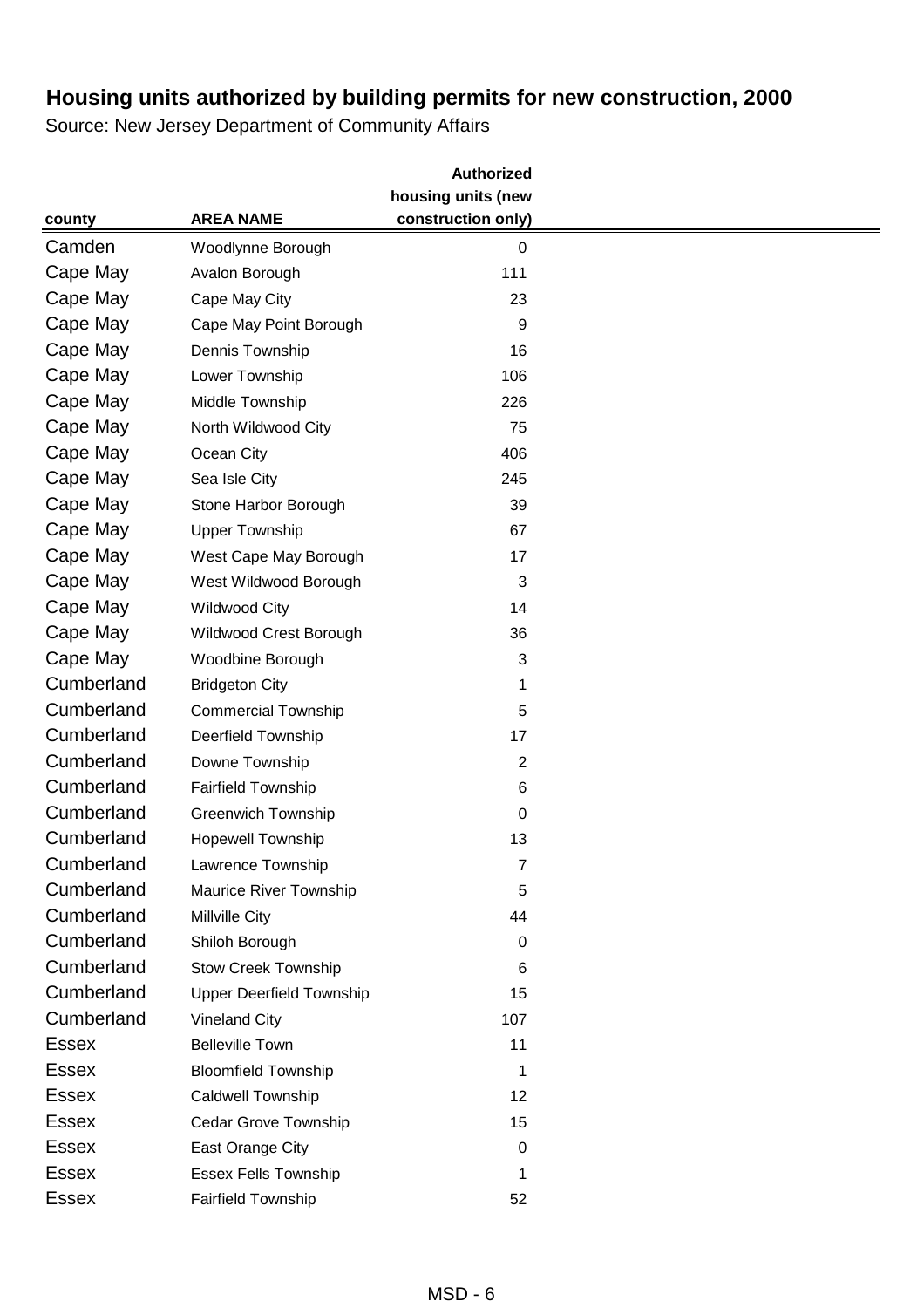# Housing units authorized by building permits for new construction, 2000

Source: New Jersey Department of Community Affairs

| county | AREA NAME | Authorized housing units (new construction only) |
|---|---|---|
| Camden | Woodlynne Borough | 0 |
| Cape May | Avalon Borough | 111 |
| Cape May | Cape May City | 23 |
| Cape May | Cape May Point Borough | 9 |
| Cape May | Dennis Township | 16 |
| Cape May | Lower Township | 106 |
| Cape May | Middle Township | 226 |
| Cape May | North Wildwood City | 75 |
| Cape May | Ocean City | 406 |
| Cape May | Sea Isle City | 245 |
| Cape May | Stone Harbor Borough | 39 |
| Cape May | Upper Township | 67 |
| Cape May | West Cape May Borough | 17 |
| Cape May | West Wildwood Borough | 3 |
| Cape May | Wildwood City | 14 |
| Cape May | Wildwood Crest Borough | 36 |
| Cape May | Woodbine Borough | 3 |
| Cumberland | Bridgeton City | 1 |
| Cumberland | Commercial Township | 5 |
| Cumberland | Deerfield Township | 17 |
| Cumberland | Downe Township | 2 |
| Cumberland | Fairfield Township | 6 |
| Cumberland | Greenwich Township | 0 |
| Cumberland | Hopewell Township | 13 |
| Cumberland | Lawrence Township | 7 |
| Cumberland | Maurice River Township | 5 |
| Cumberland | Millville City | 44 |
| Cumberland | Shiloh Borough | 0 |
| Cumberland | Stow Creek Township | 6 |
| Cumberland | Upper Deerfield Township | 15 |
| Cumberland | Vineland City | 107 |
| Essex | Belleville Town | 11 |
| Essex | Bloomfield Township | 1 |
| Essex | Caldwell Township | 12 |
| Essex | Cedar Grove Township | 15 |
| Essex | East Orange City | 0 |
| Essex | Essex Fells Township | 1 |
| Essex | Fairfield Township | 52 |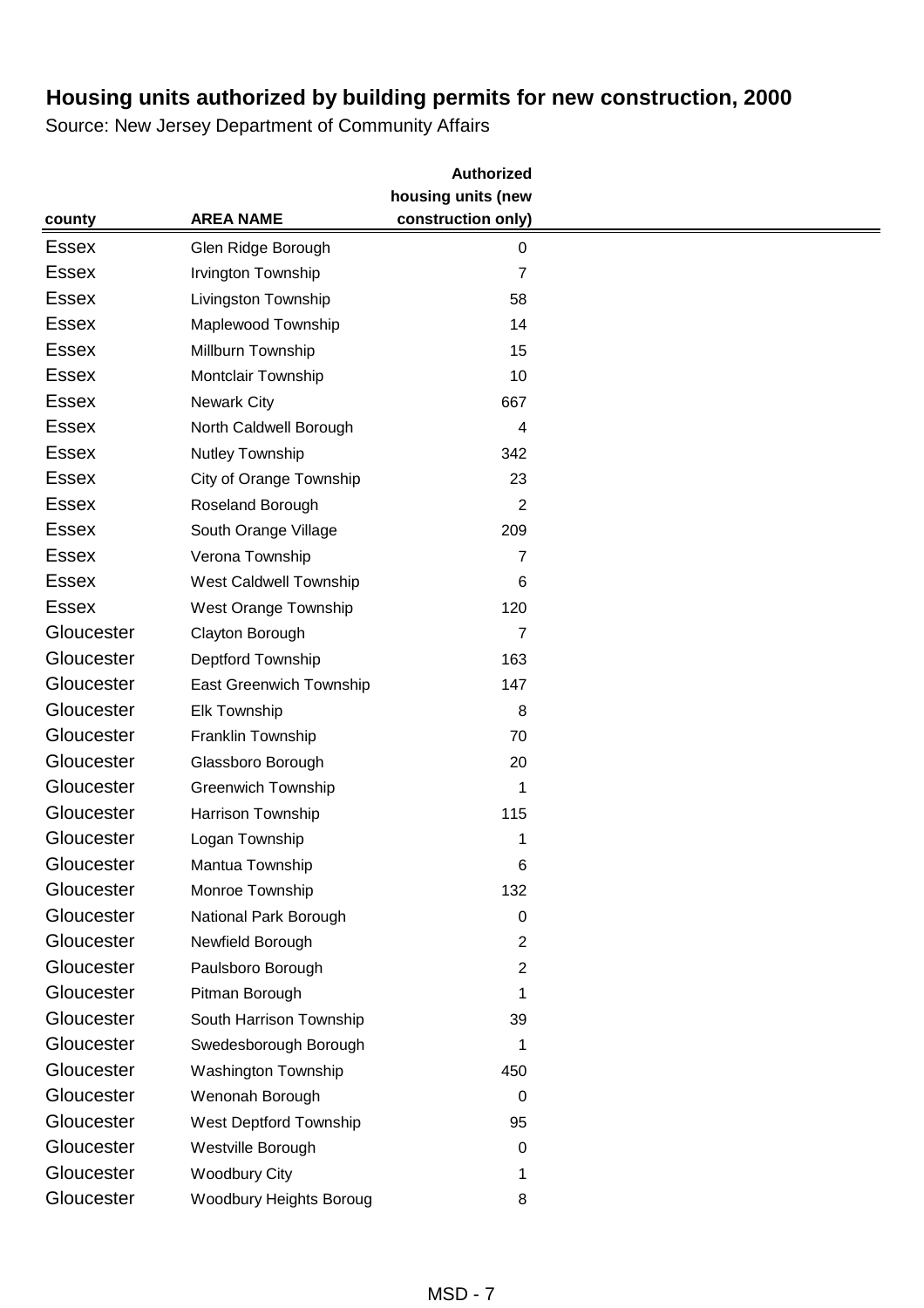# Housing units authorized by building permits for new construction, 2000

Source: New Jersey Department of Community Affairs

| county | AREA NAME | Authorized housing units (new construction only) |
|---|---|---|
| Essex | Glen Ridge Borough | 0 |
| Essex | Irvington Township | 7 |
| Essex | Livingston Township | 58 |
| Essex | Maplewood Township | 14 |
| Essex | Millburn Township | 15 |
| Essex | Montclair Township | 10 |
| Essex | Newark City | 667 |
| Essex | North Caldwell Borough | 4 |
| Essex | Nutley Township | 342 |
| Essex | City of Orange Township | 23 |
| Essex | Roseland Borough | 2 |
| Essex | South Orange Village | 209 |
| Essex | Verona Township | 7 |
| Essex | West Caldwell Township | 6 |
| Essex | West Orange Township | 120 |
| Gloucester | Clayton Borough | 7 |
| Gloucester | Deptford Township | 163 |
| Gloucester | East Greenwich Township | 147 |
| Gloucester | Elk Township | 8 |
| Gloucester | Franklin Township | 70 |
| Gloucester | Glassboro Borough | 20 |
| Gloucester | Greenwich Township | 1 |
| Gloucester | Harrison Township | 115 |
| Gloucester | Logan Township | 1 |
| Gloucester | Mantua Township | 6 |
| Gloucester | Monroe Township | 132 |
| Gloucester | National Park Borough | 0 |
| Gloucester | Newfield Borough | 2 |
| Gloucester | Paulsboro Borough | 2 |
| Gloucester | Pitman Borough | 1 |
| Gloucester | South Harrison Township | 39 |
| Gloucester | Swedesborough Borough | 1 |
| Gloucester | Washington Township | 450 |
| Gloucester | Wenonah Borough | 0 |
| Gloucester | West Deptford Township | 95 |
| Gloucester | Westville Borough | 0 |
| Gloucester | Woodbury City | 1 |
| Gloucester | Woodbury Heights Boroug | 8 |

MSD - 7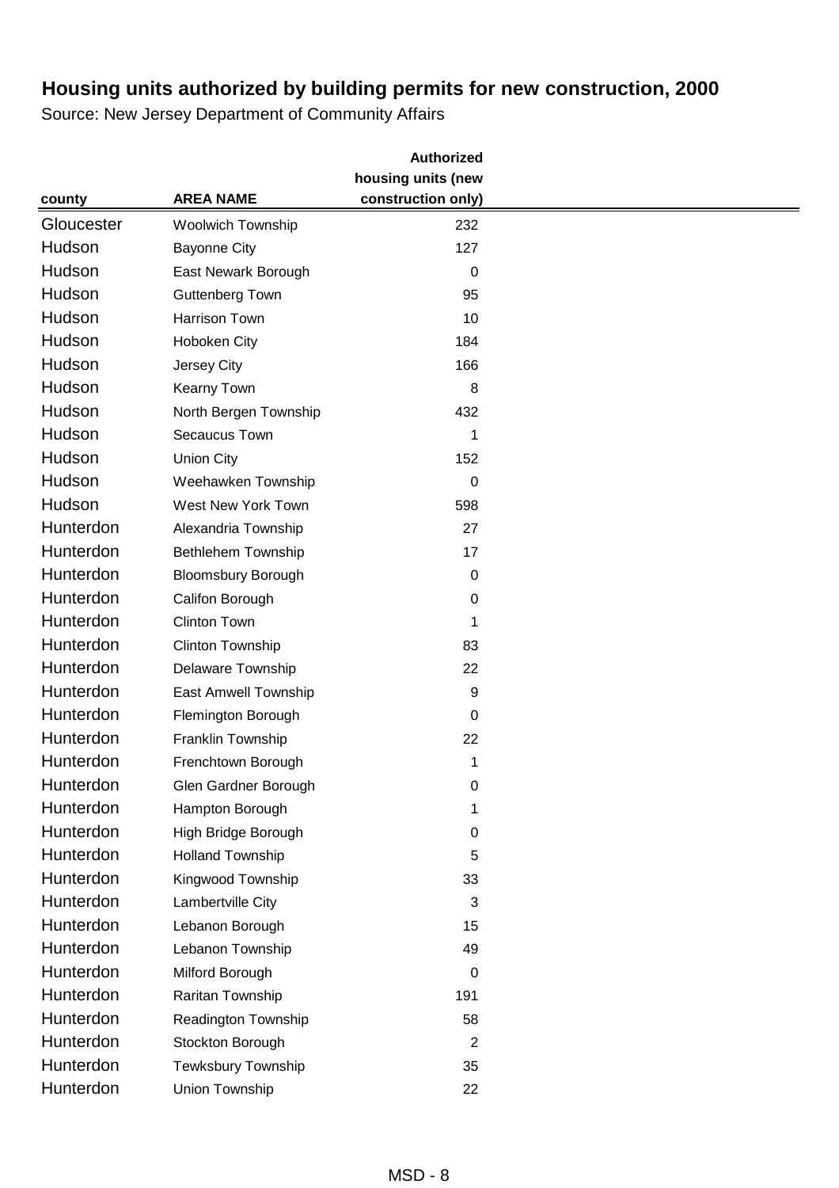# Housing units authorized by building permits for new construction, 2000

Source: New Jersey Department of Community Affairs

| county | AREA NAME | Authorized housing units (new construction only) |
|---|---|---|
| Gloucester | Woolwich Township | 232 |
| Hudson | Bayonne City | 127 |
| Hudson | East Newark Borough | 0 |
| Hudson | Guttenberg Town | 95 |
| Hudson | Harrison Town | 10 |
| Hudson | Hoboken City | 184 |
| Hudson | Jersey City | 166 |
| Hudson | Kearny Town | 8 |
| Hudson | North Bergen Township | 432 |
| Hudson | Secaucus Town | 1 |
| Hudson | Union City | 152 |
| Hudson | Weehawken Township | 0 |
| Hudson | West New York Town | 598 |
| Hunterdon | Alexandria Township | 27 |
| Hunterdon | Bethlehem Township | 17 |
| Hunterdon | Bloomsbury Borough | 0 |
| Hunterdon | Califon Borough | 0 |
| Hunterdon | Clinton Town | 1 |
| Hunterdon | Clinton Township | 83 |
| Hunterdon | Delaware Township | 22 |
| Hunterdon | East Amwell Township | 9 |
| Hunterdon | Flemington Borough | 0 |
| Hunterdon | Franklin Township | 22 |
| Hunterdon | Frenchtown Borough | 1 |
| Hunterdon | Glen Gardner Borough | 0 |
| Hunterdon | Hampton Borough | 1 |
| Hunterdon | High Bridge Borough | 0 |
| Hunterdon | Holland Township | 5 |
| Hunterdon | Kingwood Township | 33 |
| Hunterdon | Lambertville City | 3 |
| Hunterdon | Lebanon Borough | 15 |
| Hunterdon | Lebanon Township | 49 |
| Hunterdon | Milford Borough | 0 |
| Hunterdon | Raritan Township | 191 |
| Hunterdon | Readington Township | 58 |
| Hunterdon | Stockton Borough | 2 |
| Hunterdon | Tewksbury Township | 35 |
| Hunterdon | Union Township | 22 |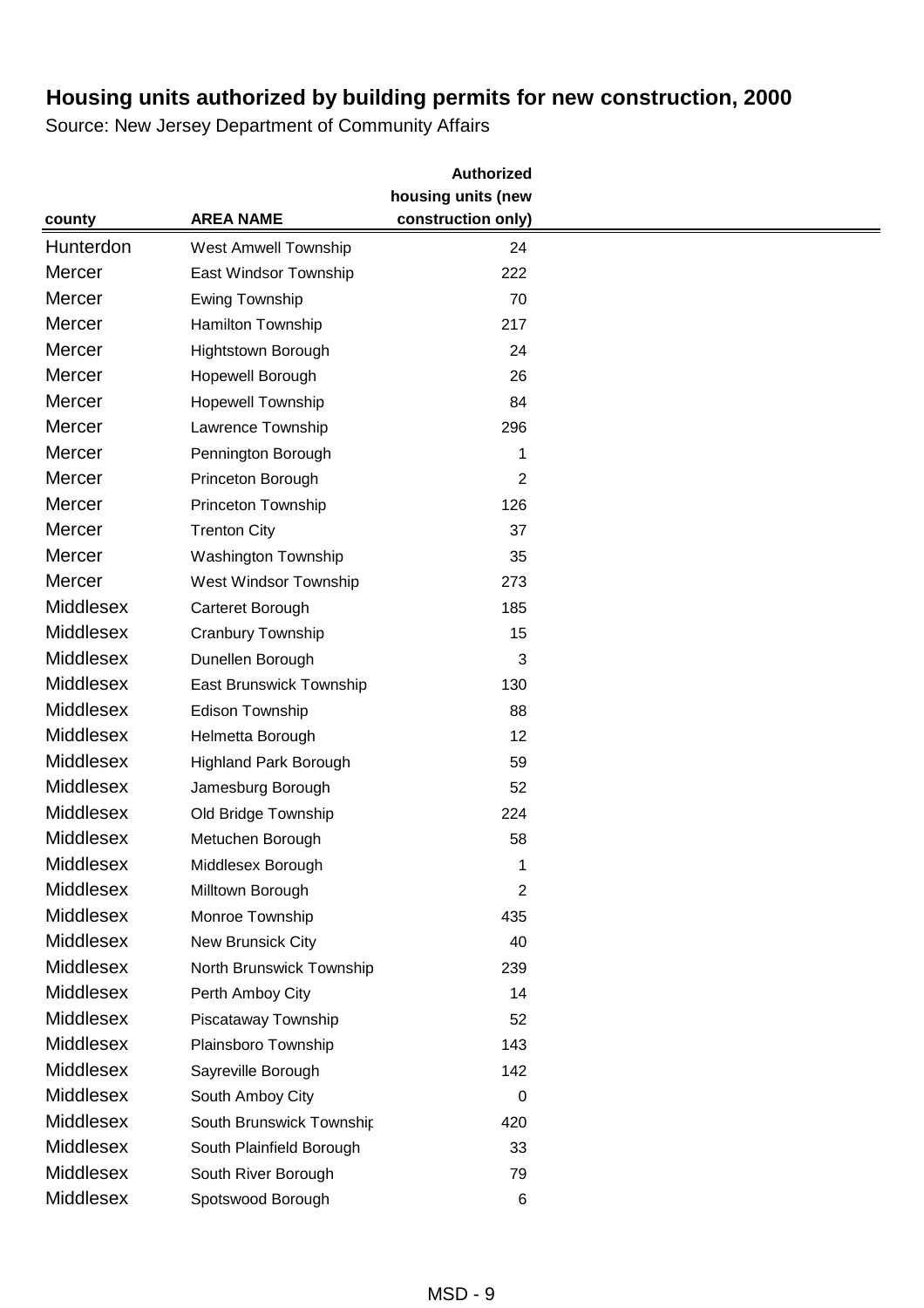# Housing units authorized by building permits for new construction, 2000

Source: New Jersey Department of Community Affairs

| county | AREA NAME | Authorized housing units (new construction only) |
|---|---|---|
| Hunterdon | West Amwell Township | 24 |
| Mercer | East Windsor Township | 222 |
| Mercer | Ewing Township | 70 |
| Mercer | Hamilton Township | 217 |
| Mercer | Hightstown Borough | 24 |
| Mercer | Hopewell Borough | 26 |
| Mercer | Hopewell Township | 84 |
| Mercer | Lawrence Township | 296 |
| Mercer | Pennington Borough | 1 |
| Mercer | Princeton Borough | 2 |
| Mercer | Princeton Township | 126 |
| Mercer | Trenton City | 37 |
| Mercer | Washington Township | 35 |
| Mercer | West Windsor Township | 273 |
| Middlesex | Carteret Borough | 185 |
| Middlesex | Cranbury Township | 15 |
| Middlesex | Dunellen Borough | 3 |
| Middlesex | East Brunswick Township | 130 |
| Middlesex | Edison Township | 88 |
| Middlesex | Helmetta Borough | 12 |
| Middlesex | Highland Park Borough | 59 |
| Middlesex | Jamesburg Borough | 52 |
| Middlesex | Old Bridge Township | 224 |
| Middlesex | Metuchen Borough | 58 |
| Middlesex | Middlesex Borough | 1 |
| Middlesex | Milltown Borough | 2 |
| Middlesex | Monroe Township | 435 |
| Middlesex | New Brunsick City | 40 |
| Middlesex | North Brunswick Township | 239 |
| Middlesex | Perth Amboy City | 14 |
| Middlesex | Piscataway Township | 52 |
| Middlesex | Plainsboro Township | 143 |
| Middlesex | Sayreville Borough | 142 |
| Middlesex | South Amboy City | 0 |
| Middlesex | South Brunswick Townshir | 420 |
| Middlesex | South Plainfield Borough | 33 |
| Middlesex | South River Borough | 79 |
| Middlesex | Spotswood Borough | 6 |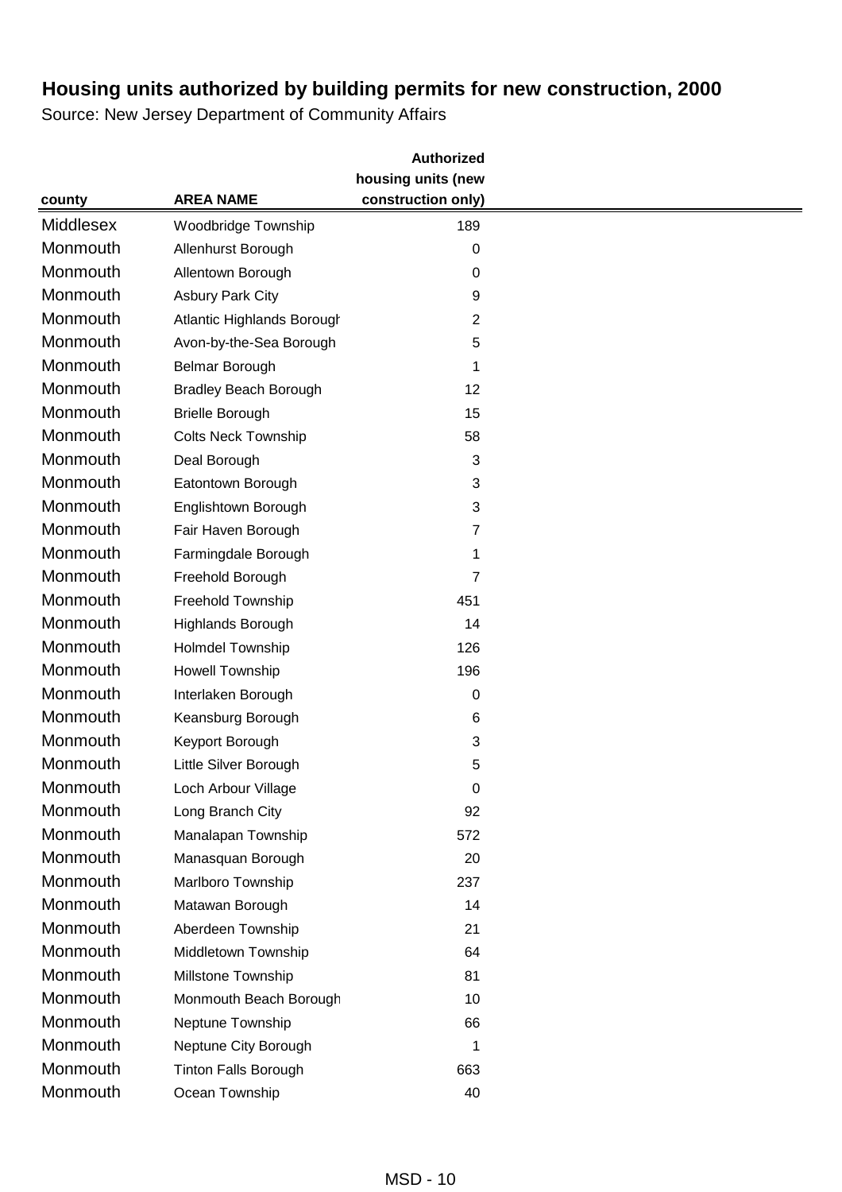# Housing units authorized by building permits for new construction, 2000

Source: New Jersey Department of Community Affairs

| county | AREA NAME | Authorized housing units (new construction only) |
|---|---|---|
| Middlesex | Woodbridge Township | 189 |
| Monmouth | Allenhurst Borough | 0 |
| Monmouth | Allentown Borough | 0 |
| Monmouth | Asbury Park City | 9 |
| Monmouth | Atlantic Highlands Borough | 2 |
| Monmouth | Avon-by-the-Sea Borough | 5 |
| Monmouth | Belmar Borough | 1 |
| Monmouth | Bradley Beach Borough | 12 |
| Monmouth | Brielle Borough | 15 |
| Monmouth | Colts Neck Township | 58 |
| Monmouth | Deal Borough | 3 |
| Monmouth | Eatontown Borough | 3 |
| Monmouth | Englishtown Borough | 3 |
| Monmouth | Fair Haven Borough | 7 |
| Monmouth | Farmingdale Borough | 1 |
| Monmouth | Freehold Borough | 7 |
| Monmouth | Freehold Township | 451 |
| Monmouth | Highlands Borough | 14 |
| Monmouth | Holmdel Township | 126 |
| Monmouth | Howell Township | 196 |
| Monmouth | Interlaken Borough | 0 |
| Monmouth | Keansburg Borough | 6 |
| Monmouth | Keyport Borough | 3 |
| Monmouth | Little Silver Borough | 5 |
| Monmouth | Loch Arbour Village | 0 |
| Monmouth | Long Branch City | 92 |
| Monmouth | Manalapan Township | 572 |
| Monmouth | Manasquan Borough | 20 |
| Monmouth | Marlboro Township | 237 |
| Monmouth | Matawan Borough | 14 |
| Monmouth | Aberdeen Township | 21 |
| Monmouth | Middletown Township | 64 |
| Monmouth | Millstone Township | 81 |
| Monmouth | Monmouth Beach Borough | 10 |
| Monmouth | Neptune Township | 66 |
| Monmouth | Neptune City Borough | 1 |
| Monmouth | Tinton Falls Borough | 663 |
| Monmouth | Ocean Township | 40 |

MSD - 10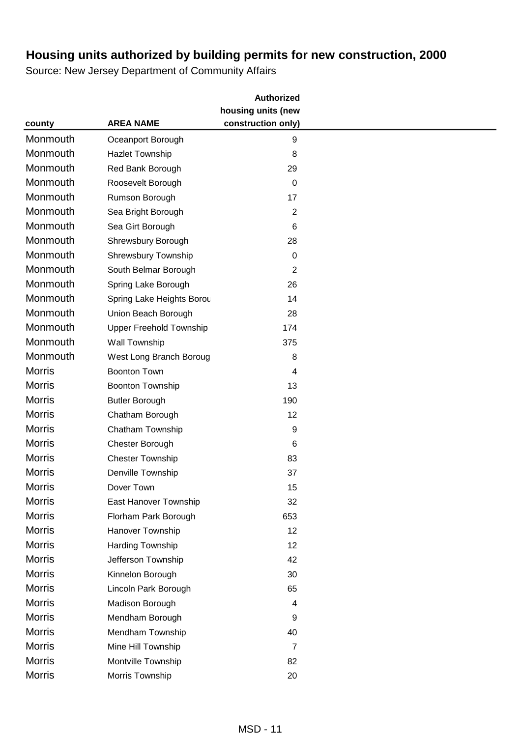# Housing units authorized by building permits for new construction, 2000

Source: New Jersey Department of Community Affairs

| county | AREA NAME | Authorized housing units (new construction only) |
|---|---|---|
| Monmouth | Oceanport Borough | 9 |
| Monmouth | Hazlet Township | 8 |
| Monmouth | Red Bank Borough | 29 |
| Monmouth | Roosevelt Borough | 0 |
| Monmouth | Rumson Borough | 17 |
| Monmouth | Sea Bright Borough | 2 |
| Monmouth | Sea Girt Borough | 6 |
| Monmouth | Shrewsbury Borough | 28 |
| Monmouth | Shrewsbury Township | 0 |
| Monmouth | South Belmar Borough | 2 |
| Monmouth | Spring Lake Borough | 26 |
| Monmouth | Spring Lake Heights Borou | 14 |
| Monmouth | Union Beach Borough | 28 |
| Monmouth | Upper Freehold Township | 174 |
| Monmouth | Wall Township | 375 |
| Monmouth | West Long Branch Boroug | 8 |
| Morris | Boonton Town | 4 |
| Morris | Boonton Township | 13 |
| Morris | Butler Borough | 190 |
| Morris | Chatham Borough | 12 |
| Morris | Chatham Township | 9 |
| Morris | Chester Borough | 6 |
| Morris | Chester Township | 83 |
| Morris | Denville Township | 37 |
| Morris | Dover Town | 15 |
| Morris | East Hanover Township | 32 |
| Morris | Florham Park Borough | 653 |
| Morris | Hanover Township | 12 |
| Morris | Harding Township | 12 |
| Morris | Jefferson Township | 42 |
| Morris | Kinnelon Borough | 30 |
| Morris | Lincoln Park Borough | 65 |
| Morris | Madison Borough | 4 |
| Morris | Mendham Borough | 9 |
| Morris | Mendham Township | 40 |
| Morris | Mine Hill Township | 7 |
| Morris | Montville Township | 82 |
| Morris | Morris Township | 20 |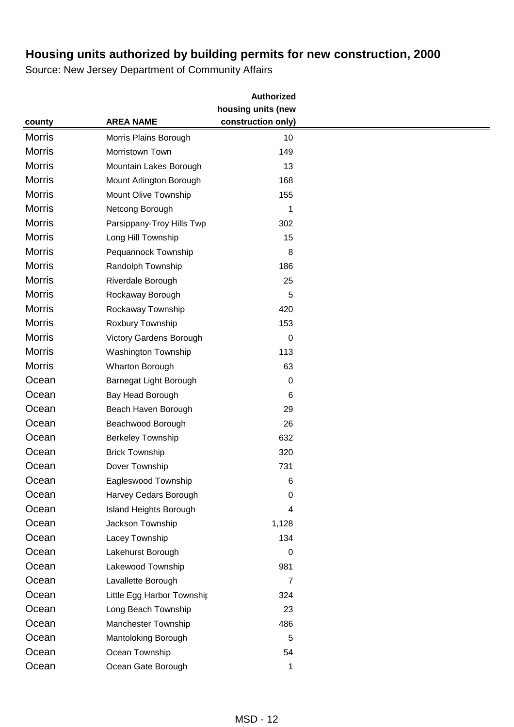# Housing units authorized by building permits for new construction, 2000

Source: New Jersey Department of Community Affairs

| county | AREA NAME | Authorized housing units (new construction only) |
|---|---|---|
| Morris | Morris Plains Borough | 10 |
| Morris | Morristown Town | 149 |
| Morris | Mountain Lakes Borough | 13 |
| Morris | Mount Arlington Borough | 168 |
| Morris | Mount Olive Township | 155 |
| Morris | Netcong Borough | 1 |
| Morris | Parsippany-Troy Hills Twp | 302 |
| Morris | Long Hill Township | 15 |
| Morris | Pequannock Township | 8 |
| Morris | Randolph Township | 186 |
| Morris | Riverdale Borough | 25 |
| Morris | Rockaway Borough | 5 |
| Morris | Rockaway Township | 420 |
| Morris | Roxbury Township | 153 |
| Morris | Victory Gardens Borough | 0 |
| Morris | Washington Township | 113 |
| Morris | Wharton Borough | 63 |
| Ocean | Barnegat Light Borough | 0 |
| Ocean | Bay Head Borough | 6 |
| Ocean | Beach Haven Borough | 29 |
| Ocean | Beachwood Borough | 26 |
| Ocean | Berkeley Township | 632 |
| Ocean | Brick Township | 320 |
| Ocean | Dover Township | 731 |
| Ocean | Eagleswood Township | 6 |
| Ocean | Harvey Cedars Borough | 0 |
| Ocean | Island Heights Borough | 4 |
| Ocean | Jackson Township | 1,128 |
| Ocean | Lacey Township | 134 |
| Ocean | Lakehurst Borough | 0 |
| Ocean | Lakewood Township | 981 |
| Ocean | Lavallette Borough | 7 |
| Ocean | Little Egg Harbor Townshir | 324 |
| Ocean | Long Beach Township | 23 |
| Ocean | Manchester Township | 486 |
| Ocean | Mantoloking Borough | 5 |
| Ocean | Ocean Township | 54 |
| Ocean | Ocean Gate Borough | 1 |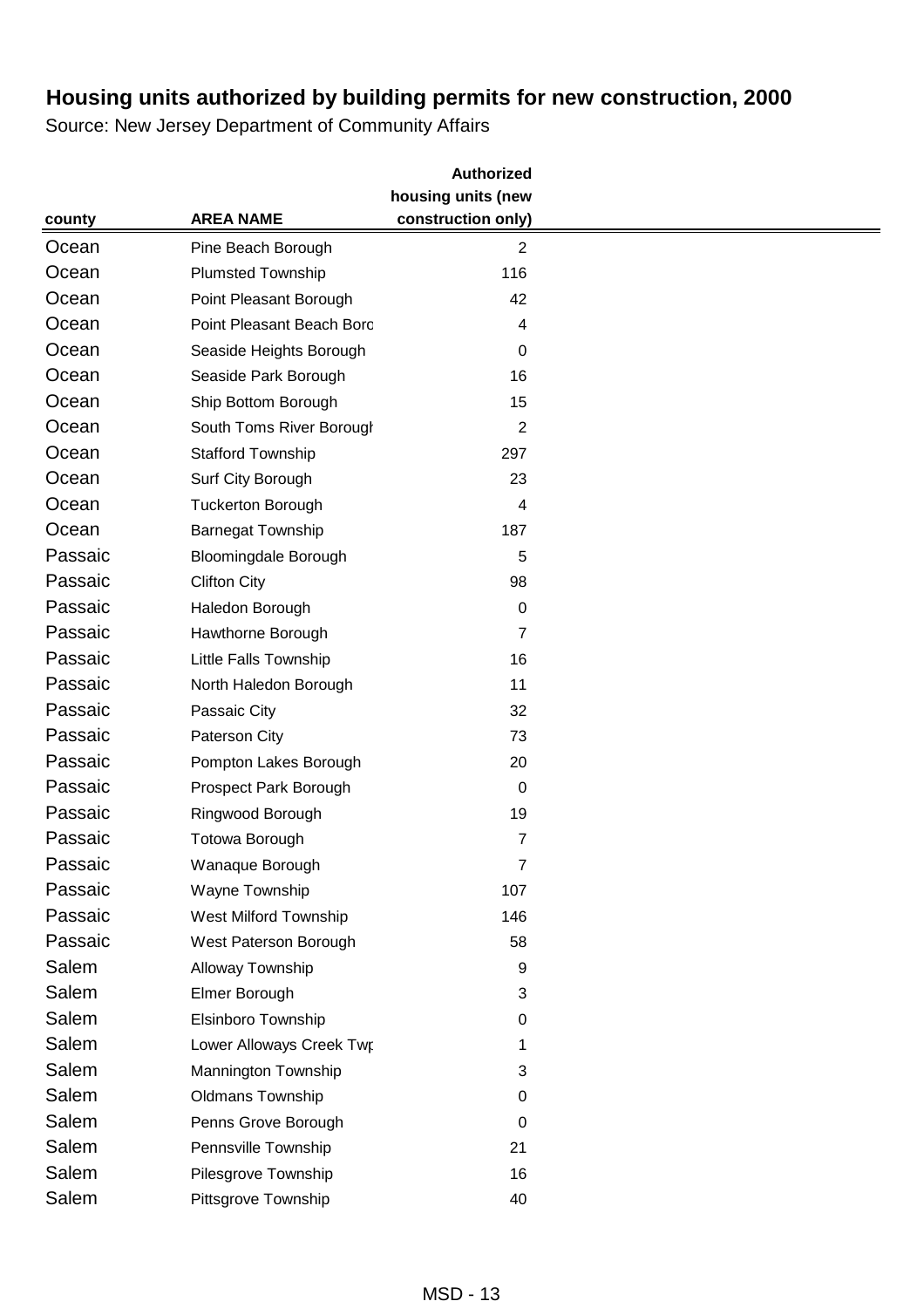# Housing units authorized by building permits for new construction, 2000

Source: New Jersey Department of Community Affairs

| county | AREA NAME | Authorized housing units (new construction only) |
|---|---|---|
| Ocean | Pine Beach Borough | 2 |
| Ocean | Plumsted Township | 116 |
| Ocean | Point Pleasant Borough | 42 |
| Ocean | Point Pleasant Beach Boro | 4 |
| Ocean | Seaside Heights Borough | 0 |
| Ocean | Seaside Park Borough | 16 |
| Ocean | Ship Bottom Borough | 15 |
| Ocean | South Toms River Borough | 2 |
| Ocean | Stafford Township | 297 |
| Ocean | Surf City Borough | 23 |
| Ocean | Tuckerton Borough | 4 |
| Ocean | Barnegat Township | 187 |
| Passaic | Bloomingdale Borough | 5 |
| Passaic | Clifton City | 98 |
| Passaic | Haledon Borough | 0 |
| Passaic | Hawthorne Borough | 7 |
| Passaic | Little Falls Township | 16 |
| Passaic | North Haledon Borough | 11 |
| Passaic | Passaic City | 32 |
| Passaic | Paterson City | 73 |
| Passaic | Pompton Lakes Borough | 20 |
| Passaic | Prospect Park Borough | 0 |
| Passaic | Ringwood Borough | 19 |
| Passaic | Totowa Borough | 7 |
| Passaic | Wanaque Borough | 7 |
| Passaic | Wayne Township | 107 |
| Passaic | West Milford Township | 146 |
| Passaic | West Paterson Borough | 58 |
| Salem | Alloway Township | 9 |
| Salem | Elmer Borough | 3 |
| Salem | Elsinboro Township | 0 |
| Salem | Lower Alloways Creek Twp | 1 |
| Salem | Mannington Township | 3 |
| Salem | Oldmans Township | 0 |
| Salem | Penns Grove Borough | 0 |
| Salem | Pennsville Township | 21 |
| Salem | Pilesgrove Township | 16 |
| Salem | Pittsgrove Township | 40 |

MSD - 13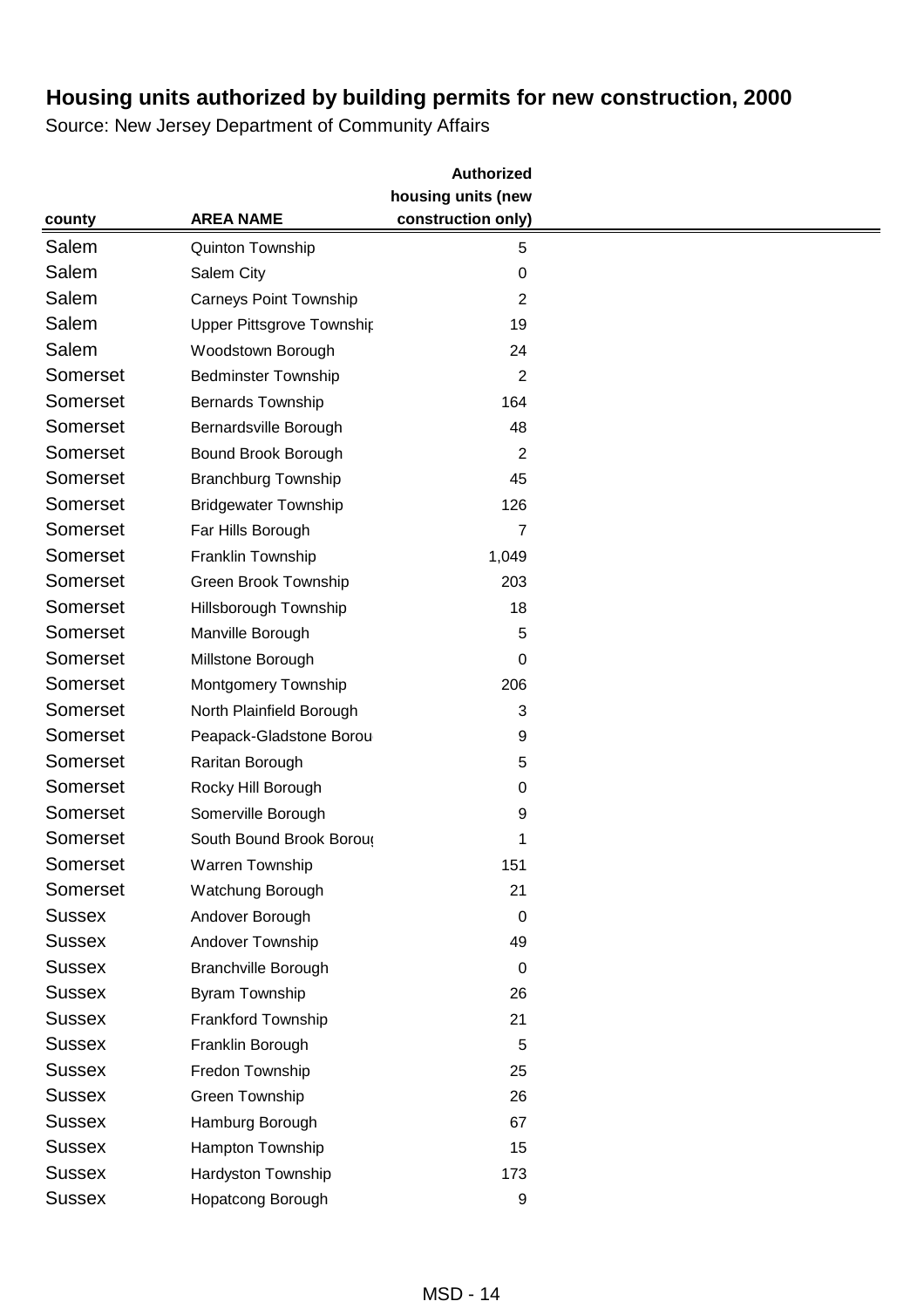# Housing units authorized by building permits for new construction, 2000

Source: New Jersey Department of Community Affairs

| county | AREA NAME | Authorized housing units (new construction only) |
|---|---|---|
| Salem | Quinton Township | 5 |
| Salem | Salem City | 0 |
| Salem | Carneys Point Township | 2 |
| Salem | Upper Pittsgrove Township | 19 |
| Salem | Woodstown Borough | 24 |
| Somerset | Bedminster Township | 2 |
| Somerset | Bernards Township | 164 |
| Somerset | Bernardsville Borough | 48 |
| Somerset | Bound Brook Borough | 2 |
| Somerset | Branchburg Township | 45 |
| Somerset | Bridgewater Township | 126 |
| Somerset | Far Hills Borough | 7 |
| Somerset | Franklin Township | 1,049 |
| Somerset | Green Brook Township | 203 |
| Somerset | Hillsborough Township | 18 |
| Somerset | Manville Borough | 5 |
| Somerset | Millstone Borough | 0 |
| Somerset | Montgomery Township | 206 |
| Somerset | North Plainfield Borough | 3 |
| Somerset | Peapack-Gladstone Borou | 9 |
| Somerset | Raritan Borough | 5 |
| Somerset | Rocky Hill Borough | 0 |
| Somerset | Somerville Borough | 9 |
| Somerset | South Bound Brook Boroug | 1 |
| Somerset | Warren Township | 151 |
| Somerset | Watchung Borough | 21 |
| Sussex | Andover Borough | 0 |
| Sussex | Andover Township | 49 |
| Sussex | Branchville Borough | 0 |
| Sussex | Byram Township | 26 |
| Sussex | Frankford Township | 21 |
| Sussex | Franklin Borough | 5 |
| Sussex | Fredon Township | 25 |
| Sussex | Green Township | 26 |
| Sussex | Hamburg Borough | 67 |
| Sussex | Hampton Township | 15 |
| Sussex | Hardyston Township | 173 |
| Sussex | Hopatcong Borough | 9 |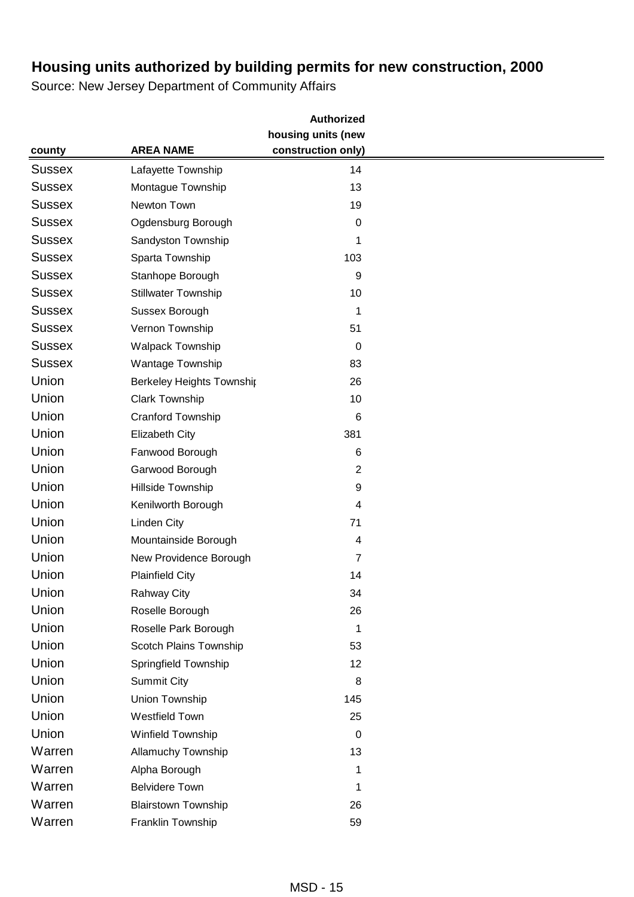# Housing units authorized by building permits for new construction, 2000

Source: New Jersey Department of Community Affairs

| county | AREA NAME | Authorized housing units (new construction only) |
|---|---|---|
| Sussex | Lafayette Township | 14 |
| Sussex | Montague Township | 13 |
| Sussex | Newton Town | 19 |
| Sussex | Ogdensburg Borough | 0 |
| Sussex | Sandyston Township | 1 |
| Sussex | Sparta Township | 103 |
| Sussex | Stanhope Borough | 9 |
| Sussex | Stillwater Township | 10 |
| Sussex | Sussex Borough | 1 |
| Sussex | Vernon Township | 51 |
| Sussex | Walpack Township | 0 |
| Sussex | Wantage Township | 83 |
| Union | Berkeley Heights Township | 26 |
| Union | Clark Township | 10 |
| Union | Cranford Township | 6 |
| Union | Elizabeth City | 381 |
| Union | Fanwood Borough | 6 |
| Union | Garwood Borough | 2 |
| Union | Hillside Township | 9 |
| Union | Kenilworth Borough | 4 |
| Union | Linden City | 71 |
| Union | Mountainside Borough | 4 |
| Union | New Providence Borough | 7 |
| Union | Plainfield City | 14 |
| Union | Rahway City | 34 |
| Union | Roselle Borough | 26 |
| Union | Roselle Park Borough | 1 |
| Union | Scotch Plains Township | 53 |
| Union | Springfield Township | 12 |
| Union | Summit City | 8 |
| Union | Union Township | 145 |
| Union | Westfield Town | 25 |
| Union | Winfield Township | 0 |
| Warren | Allamuchy Township | 13 |
| Warren | Alpha Borough | 1 |
| Warren | Belvidere Town | 1 |
| Warren | Blairstown Township | 26 |
| Warren | Franklin Township | 59 |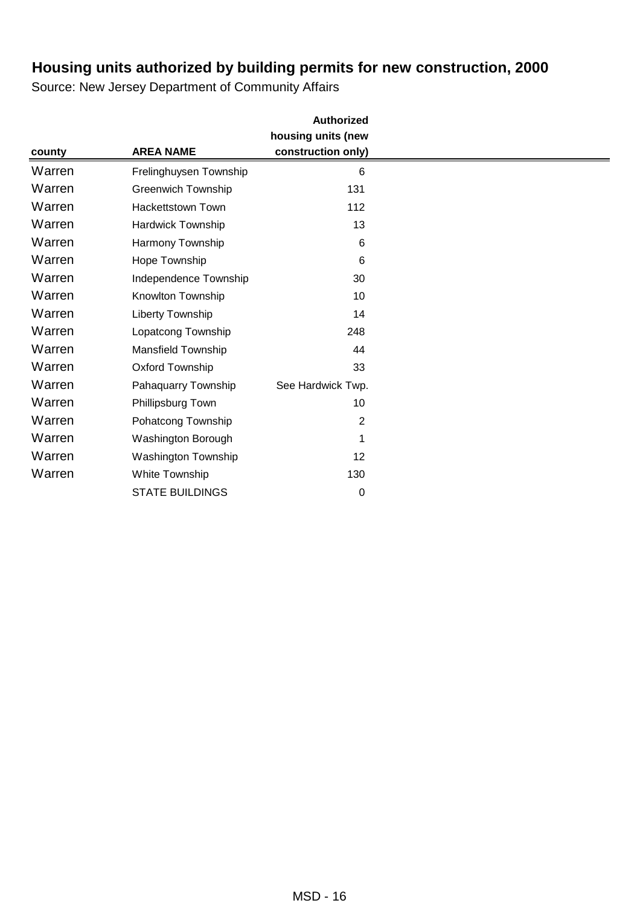# Housing units authorized by building permits for new construction, 2000

Source: New Jersey Department of Community Affairs

| county | AREA NAME | Authorized housing units (new construction only) |
|---|---|---|
| Warren | Frelinghuysen Township | 6 |
| Warren | Greenwich Township | 131 |
| Warren | Hackettstown Town | 112 |
| Warren | Hardwick Township | 13 |
| Warren | Harmony Township | 6 |
| Warren | Hope Township | 6 |
| Warren | Independence Township | 30 |
| Warren | Knowlton Township | 10 |
| Warren | Liberty Township | 14 |
| Warren | Lopatcong Township | 248 |
| Warren | Mansfield Township | 44 |
| Warren | Oxford Township | 33 |
| Warren | Pahaquarry Township | See Hardwick Twp. |
| Warren | Phillipsburg Town | 10 |
| Warren | Pohatcong Township | 2 |
| Warren | Washington Borough | 1 |
| Warren | Washington Township | 12 |
| Warren | White Township | 130 |
| | STATE BUILDINGS | 0 |